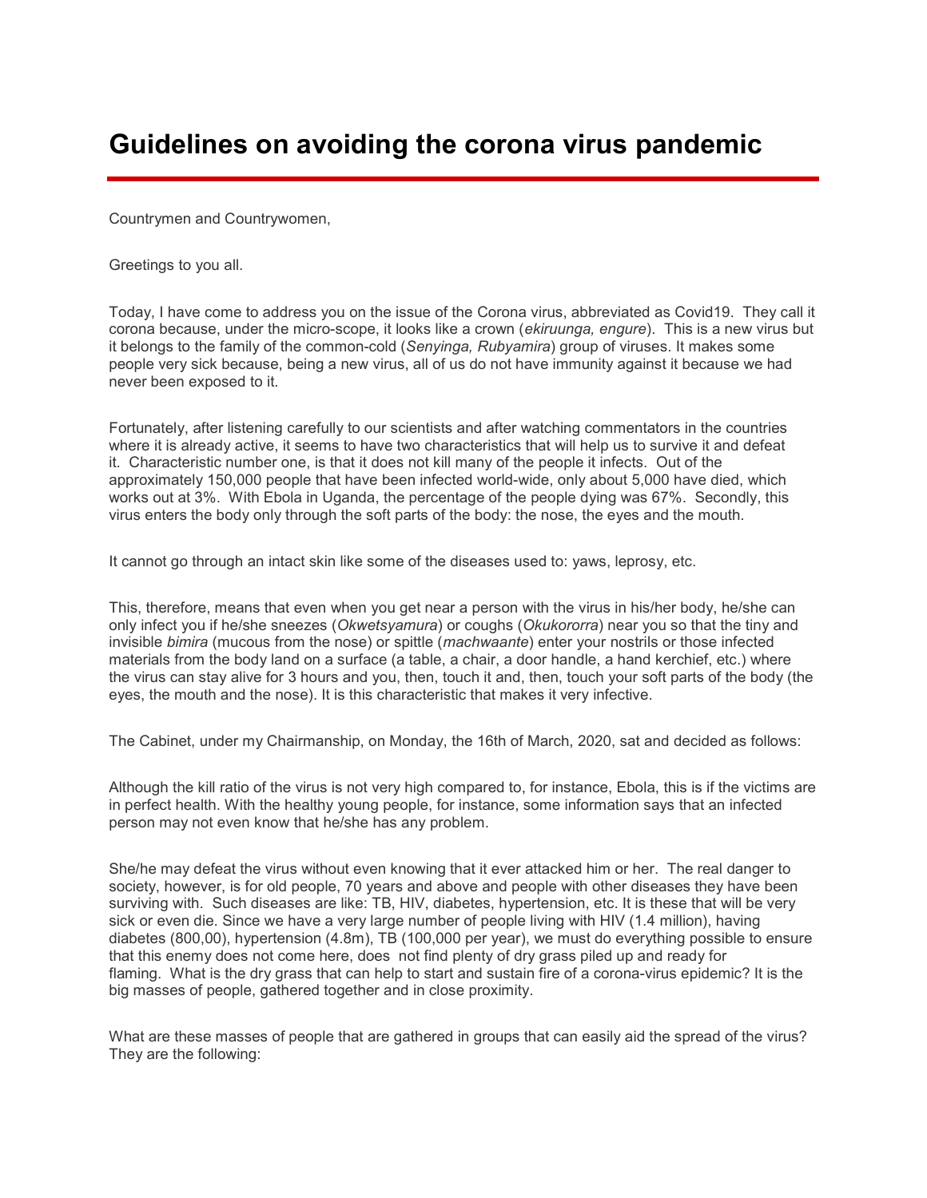# Guidelines on avoiding the corona virus pandemic

Countrymen and Countrywomen,

Greetings to you all.

Today, I have come to address you on the issue of the Corona virus, abbreviated as Covid19. They call it corona because, under the micro-scope, it looks like a crown (*ekiruunga, engure*). This is a new virus but it belongs to the family of the common-cold (*Senyinga, Rubyamira*) group of viruses. It makes some people very sick because, being a new virus, all of us do not have immunity against it because we had never been exposed to it.

Fortunately, after listening carefully to our scientists and after watching commentators in the countries where it is already active, it seems to have two characteristics that will help us to survive it and defeat it. Characteristic number one, is that it does not kill many of the people it infects. Out of the approximately 150,000 people that have been infected world-wide, only about 5,000 have died, which works out at 3%. With Ebola in Uganda, the percentage of the people dying was 67%. Secondly, this virus enters the body only through the soft parts of the body: the nose, the eyes and the mouth.

It cannot go through an intact skin like some of the diseases used to: yaws, leprosy, etc.

This, therefore, means that even when you get near a person with the virus in his/her body, he/she can only infect you if he/she sneezes (*Okwetsyamura*) or coughs (*Okukororra*) near you so that the tiny and invisible *bimira* (mucous from the nose) or spittle (*machwaante*) enter your nostrils or those infected materials from the body land on a surface (a table, a chair, a door handle, a hand kerchief, etc.) where the virus can stay alive for 3 hours and you, then, touch it and, then, touch your soft parts of the body (the eyes, the mouth and the nose). It is this characteristic that makes it very infective.

The Cabinet, under my Chairmanship, on Monday, the 16th of March, 2020, sat and decided as follows:

Although the kill ratio of the virus is not very high compared to, for instance, Ebola, this is if the victims are in perfect health. With the healthy young people, for instance, some information says that an infected person may not even know that he/she has any problem.

She/he may defeat the virus without even knowing that it ever attacked him or her. The real danger to society, however, is for old people, 70 years and above and people with other diseases they have been surviving with. Such diseases are like: TB, HIV, diabetes, hypertension, etc. It is these that will be very sick or even die. Since we have a very large number of people living with HIV (1.4 million), having diabetes (800,00), hypertension (4.8m), TB (100,000 per year), we must do everything possible to ensure that this enemy does not come here, does not find plenty of dry grass piled up and ready for flaming. What is the dry grass that can help to start and sustain fire of a corona-virus epidemic? It is the big masses of people, gathered together and in close proximity.

What are these masses of people that are gathered in groups that can easily aid the spread of the virus? They are the following: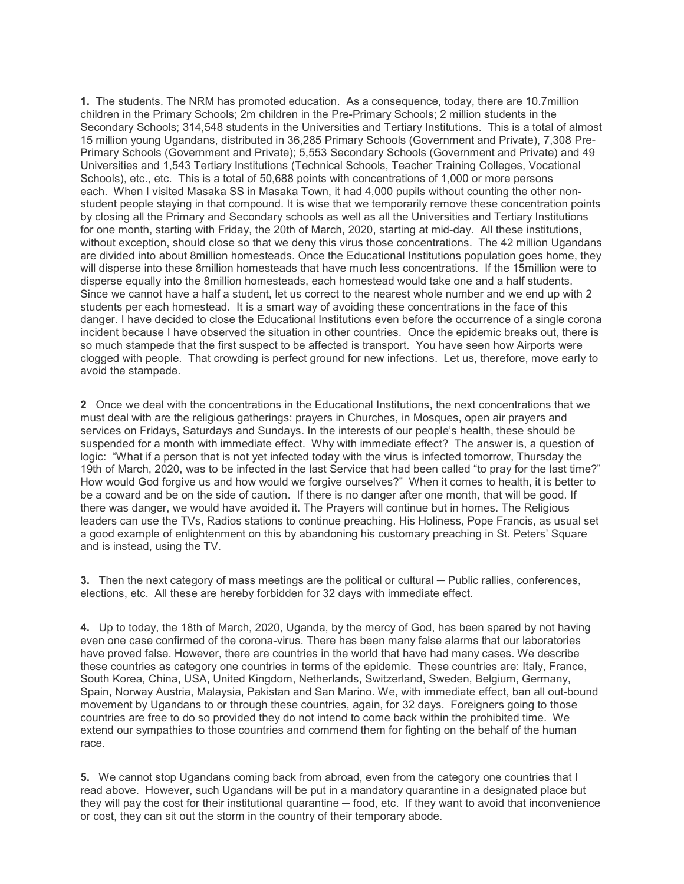**1.** The students. The NRM has promoted education. As a consequence, today, there are 10.7million children in the Primary Schools; 2m children in the Pre-Primary Schools; 2 million students in the Secondary Schools; 314,548 students in the Universities and Tertiary Institutions. This is a total of almost 15 million young Ugandans, distributed in 36,285 Primary Schools (Government and Private), 7,308 Pre-Primary Schools (Government and Private); 5,553 Secondary Schools (Government and Private) and 49 Universities and 1,543 Tertiary Institutions (Technical Schools, Teacher Training Colleges, Vocational Schools), etc., etc. This is a total of 50,688 points with concentrations of 1,000 or more persons each. When I visited Masaka SS in Masaka Town, it had 4,000 pupils without counting the other non-student people staying in that compound. It is wise that we temporarily remove these concentration points by closing all the Primary and Secondary schools as well as all the Universities and Tertiary Institutions for one month, starting with Friday, the 20th of March, 2020, starting at mid-day. All these institutions, without exception, should close so that we deny this virus those concentrations. The 42 million Ugandans are divided into about 8million homesteads. Once the Educational Institutions population goes home, they will disperse into these 8million homesteads that have much less concentrations. If the 15million were to disperse equally into the 8million homesteads, each homestead would take one and a half students. Since we cannot have a half a student, let us correct to the nearest whole number and we end up with 2 students per each homestead. It is a smart way of avoiding these concentrations in the face of this danger. I have decided to close the Educational Institutions even before the occurrence of a single corona incident because I have observed the situation in other countries. Once the epidemic breaks out, there is so much stampede that the first suspect to be affected is transport. You have seen how Airports were clogged with people. That crowding is perfect ground for new infections. Let us, therefore, move early to avoid the stampede.

**2** Once we deal with the concentrations in the Educational Institutions, the next concentrations that we must deal with are the religious gatherings: prayers in Churches, in Mosques, open air prayers and services on Fridays, Saturdays and Sundays. In the interests of our people's health, these should be suspended for a month with immediate effect. Why with immediate effect? The answer is, a question of logic: "What if a person that is not yet infected today with the virus is infected tomorrow, Thursday the 19th of March, 2020, was to be infected in the last Service that had been called "to pray for the last time?" How would God forgive us and how would we forgive ourselves?" When it comes to health, it is better to be a coward and be on the side of caution. If there is no danger after one month, that will be good. If there was danger, we would have avoided it. The Prayers will continue but in homes. The Religious leaders can use the TVs, Radios stations to continue preaching. His Holiness, Pope Francis, as usual set a good example of enlightenment on this by abandoning his customary preaching in St. Peters' Square and is instead, using the TV.

**3.** Then the next category of mass meetings are the political or cultural ─ Public rallies, conferences, elections, etc. All these are hereby forbidden for 32 days with immediate effect.

**4.** Up to today, the 18th of March, 2020, Uganda, by the mercy of God, has been spared by not having even one case confirmed of the corona-virus. There has been many false alarms that our laboratories have proved false. However, there are countries in the world that have had many cases. We describe these countries as category one countries in terms of the epidemic. These countries are: Italy, France, South Korea, China, USA, United Kingdom, Netherlands, Switzerland, Sweden, Belgium, Germany, Spain, Norway Austria, Malaysia, Pakistan and San Marino. We, with immediate effect, ban all out-bound movement by Ugandans to or through these countries, again, for 32 days. Foreigners going to those countries are free to do so provided they do not intend to come back within the prohibited time. We extend our sympathies to those countries and commend them for fighting on the behalf of the human race.

**5.** We cannot stop Ugandans coming back from abroad, even from the category one countries that I read above. However, such Ugandans will be put in a mandatory quarantine in a designated place but they will pay the cost for their institutional quarantine ─ food, etc. If they want to avoid that inconvenience or cost, they can sit out the storm in the country of their temporary abode.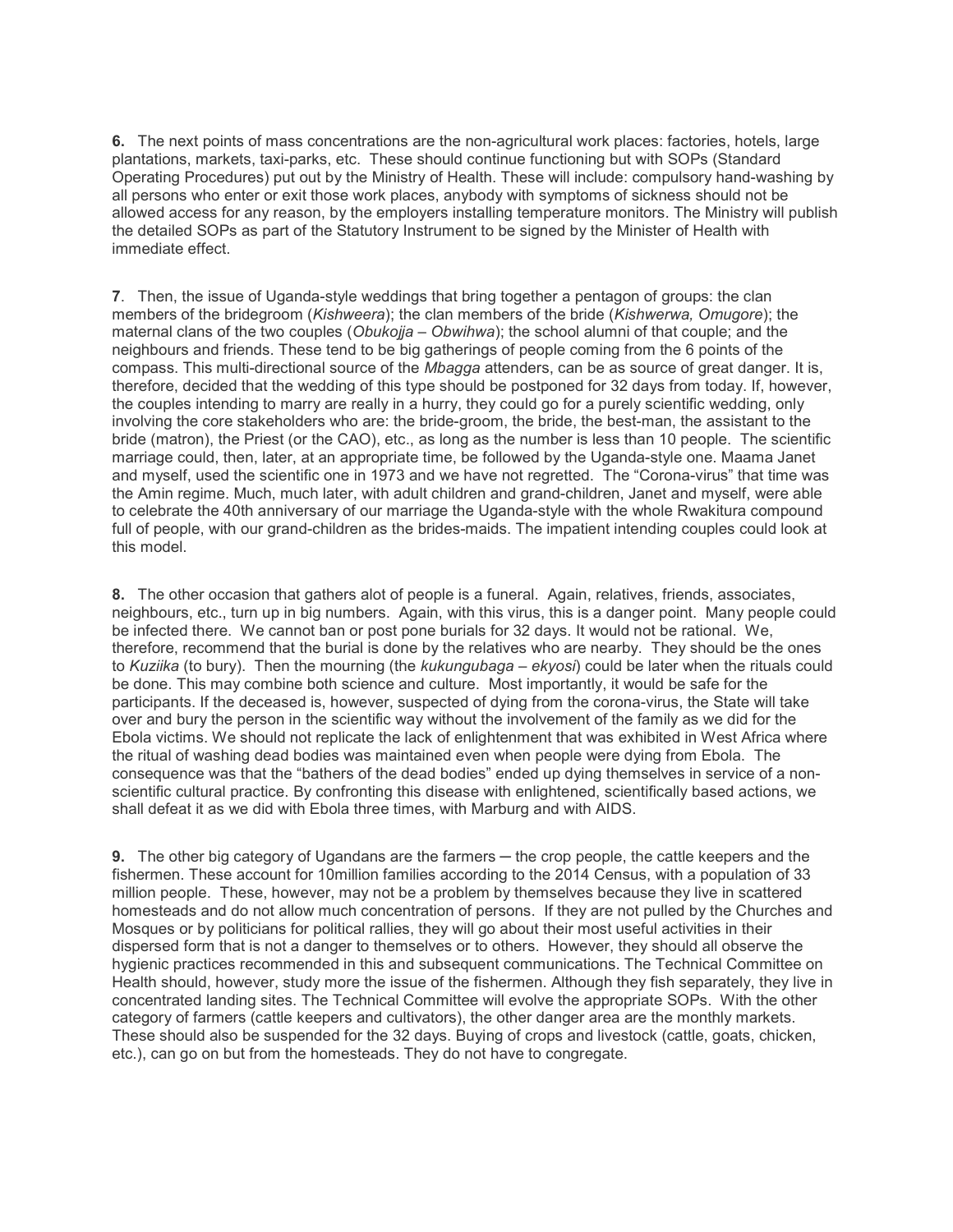**6.** The next points of mass concentrations are the non-agricultural work places: factories, hotels, large plantations, markets, taxi-parks, etc. These should continue functioning but with SOPs (Standard Operating Procedures) put out by the Ministry of Health. These will include: compulsory hand-washing by all persons who enter or exit those work places, anybody with symptoms of sickness should not be allowed access for any reason, by the employers installing temperature monitors. The Ministry will publish the detailed SOPs as part of the Statutory Instrument to be signed by the Minister of Health with immediate effect.

**7**. Then, the issue of Uganda-style weddings that bring together a pentagon of groups: the clan members of the bridegroom (*Kishweera*); the clan members of the bride (*Kishwerwa, Omugore*); the maternal clans of the two couples (*Obukojja – Obwihwa*); the school alumni of that couple; and the neighbours and friends. These tend to be big gatherings of people coming from the 6 points of the compass. This multi-directional source of the *Mbagga* attenders, can be as source of great danger. It is, therefore, decided that the wedding of this type should be postponed for 32 days from today. If, however, the couples intending to marry are really in a hurry, they could go for a purely scientific wedding, only involving the core stakeholders who are: the bride-groom, the bride, the best-man, the assistant to the bride (matron), the Priest (or the CAO), etc., as long as the number is less than 10 people. The scientific marriage could, then, later, at an appropriate time, be followed by the Uganda-style one. Maama Janet and myself, used the scientific one in 1973 and we have not regretted. The "Corona-virus" that time was the Amin regime. Much, much later, with adult children and grand-children, Janet and myself, were able to celebrate the 40th anniversary of our marriage the Uganda-style with the whole Rwakitura compound full of people, with our grand-children as the brides-maids. The impatient intending couples could look at this model.

**8.** The other occasion that gathers alot of people is a funeral. Again, relatives, friends, associates, neighbours, etc., turn up in big numbers. Again, with this virus, this is a danger point. Many people could be infected there. We cannot ban or post pone burials for 32 days. It would not be rational. We, therefore, recommend that the burial is done by the relatives who are nearby. They should be the ones to *Kuziika* (to bury). Then the mourning (the *kukungubaga – ekyosi*) could be later when the rituals could be done. This may combine both science and culture. Most importantly, it would be safe for the participants. If the deceased is, however, suspected of dying from the corona-virus, the State will take over and bury the person in the scientific way without the involvement of the family as we did for the Ebola victims. We should not replicate the lack of enlightenment that was exhibited in West Africa where the ritual of washing dead bodies was maintained even when people were dying from Ebola. The consequence was that the "bathers of the dead bodies" ended up dying themselves in service of a non-scientific cultural practice. By confronting this disease with enlightened, scientifically based actions, we shall defeat it as we did with Ebola three times, with Marburg and with AIDS.

**9.** The other big category of Ugandans are the farmers ─ the crop people, the cattle keepers and the fishermen. These account for 10million families according to the 2014 Census, with a population of 33 million people. These, however, may not be a problem by themselves because they live in scattered homesteads and do not allow much concentration of persons. If they are not pulled by the Churches and Mosques or by politicians for political rallies, they will go about their most useful activities in their dispersed form that is not a danger to themselves or to others. However, they should all observe the hygienic practices recommended in this and subsequent communications. The Technical Committee on Health should, however, study more the issue of the fishermen. Although they fish separately, they live in concentrated landing sites. The Technical Committee will evolve the appropriate SOPs. With the other category of farmers (cattle keepers and cultivators), the other danger area are the monthly markets. These should also be suspended for the 32 days. Buying of crops and livestock (cattle, goats, chicken, etc.), can go on but from the homesteads. They do not have to congregate.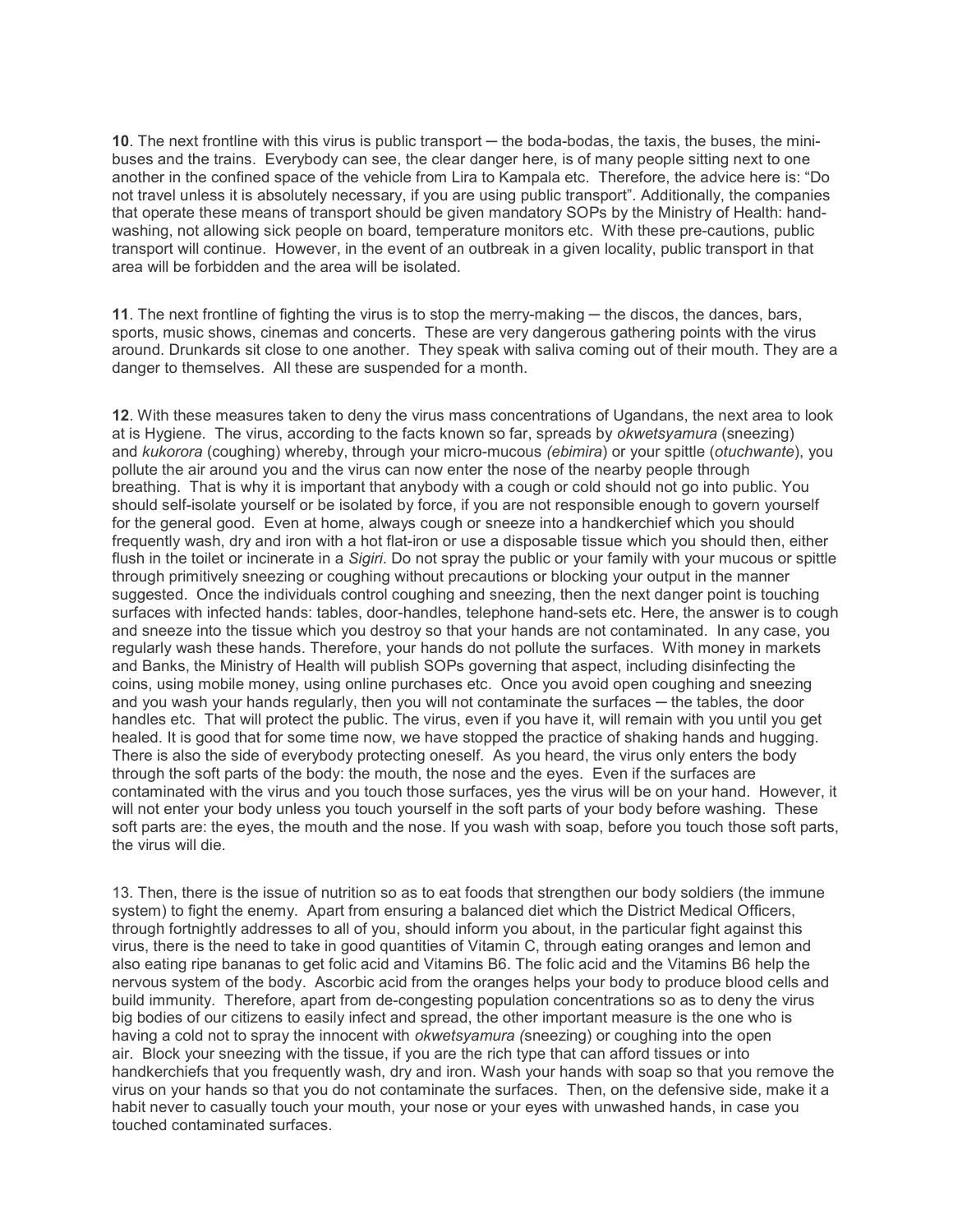**10**. The next frontline with this virus is public transport ─ the boda-bodas, the taxis, the buses, the mini-buses and the trains. Everybody can see, the clear danger here, is of many people sitting next to one another in the confined space of the vehicle from Lira to Kampala etc. Therefore, the advice here is: "Do not travel unless it is absolutely necessary, if you are using public transport". Additionally, the companies that operate these means of transport should be given mandatory SOPs by the Ministry of Health: hand-washing, not allowing sick people on board, temperature monitors etc. With these pre-cautions, public transport will continue. However, in the event of an outbreak in a given locality, public transport in that area will be forbidden and the area will be isolated.

**11**. The next frontline of fighting the virus is to stop the merry-making ─ the discos, the dances, bars, sports, music shows, cinemas and concerts. These are very dangerous gathering points with the virus around. Drunkards sit close to one another. They speak with saliva coming out of their mouth. They are a danger to themselves. All these are suspended for a month.

**12**. With these measures taken to deny the virus mass concentrations of Ugandans, the next area to look at is Hygiene. The virus, according to the facts known so far, spreads by *okwetsyamura* (sneezing) and *kukorora* (coughing) whereby, through your micro-mucous *(ebimira*) or your spittle (*otuchwante*), you pollute the air around you and the virus can now enter the nose of the nearby people through breathing. That is why it is important that anybody with a cough or cold should not go into public. You should self-isolate yourself or be isolated by force, if you are not responsible enough to govern yourself for the general good. Even at home, always cough or sneeze into a handkerchief which you should frequently wash, dry and iron with a hot flat-iron or use a disposable tissue which you should then, either flush in the toilet or incinerate in a *Sigiri*. Do not spray the public or your family with your mucous or spittle through primitively sneezing or coughing without precautions or blocking your output in the manner suggested. Once the individuals control coughing and sneezing, then the next danger point is touching surfaces with infected hands: tables, door-handles, telephone hand-sets etc. Here, the answer is to cough and sneeze into the tissue which you destroy so that your hands are not contaminated. In any case, you regularly wash these hands. Therefore, your hands do not pollute the surfaces. With money in markets and Banks, the Ministry of Health will publish SOPs governing that aspect, including disinfecting the coins, using mobile money, using online purchases etc. Once you avoid open coughing and sneezing and you wash your hands regularly, then you will not contaminate the surfaces ─ the tables, the door handles etc. That will protect the public. The virus, even if you have it, will remain with you until you get healed. It is good that for some time now, we have stopped the practice of shaking hands and hugging. There is also the side of everybody protecting oneself. As you heard, the virus only enters the body through the soft parts of the body: the mouth, the nose and the eyes. Even if the surfaces are contaminated with the virus and you touch those surfaces, yes the virus will be on your hand. However, it will not enter your body unless you touch yourself in the soft parts of your body before washing. These soft parts are: the eyes, the mouth and the nose. If you wash with soap, before you touch those soft parts, the virus will die.

13. Then, there is the issue of nutrition so as to eat foods that strengthen our body soldiers (the immune system) to fight the enemy. Apart from ensuring a balanced diet which the District Medical Officers, through fortnightly addresses to all of you, should inform you about, in the particular fight against this virus, there is the need to take in good quantities of Vitamin C, through eating oranges and lemon and also eating ripe bananas to get folic acid and Vitamins B6. The folic acid and the Vitamins B6 help the nervous system of the body. Ascorbic acid from the oranges helps your body to produce blood cells and build immunity. Therefore, apart from de-congesting population concentrations so as to deny the virus big bodies of our citizens to easily infect and spread, the other important measure is the one who is having a cold not to spray the innocent with *okwetsyamura (*sneezing) or coughing into the open air. Block your sneezing with the tissue, if you are the rich type that can afford tissues or into handkerchiefs that you frequently wash, dry and iron. Wash your hands with soap so that you remove the virus on your hands so that you do not contaminate the surfaces. Then, on the defensive side, make it a habit never to casually touch your mouth, your nose or your eyes with unwashed hands, in case you touched contaminated surfaces.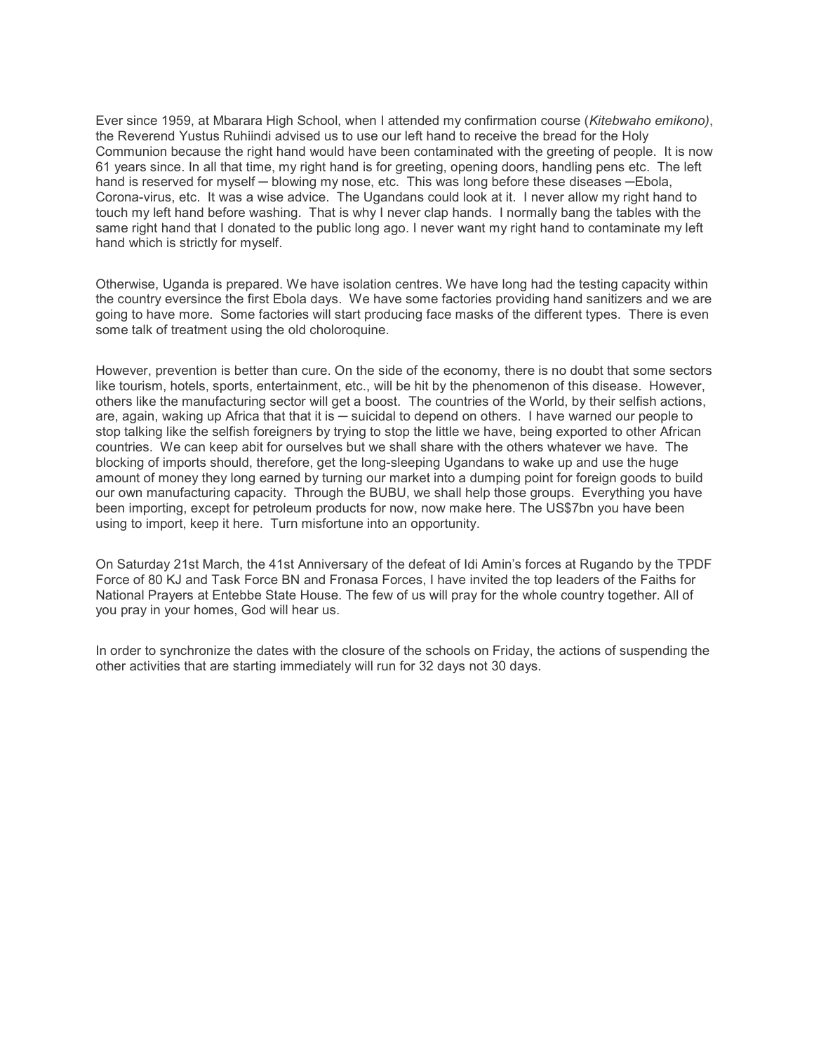Ever since 1959, at Mbarara High School, when I attended my confirmation course (*Kitebwaho emikono)*, the Reverend Yustus Ruhiindi advised us to use our left hand to receive the bread for the Holy Communion because the right hand would have been contaminated with the greeting of people. It is now 61 years since. In all that time, my right hand is for greeting, opening doors, handling pens etc. The left hand is reserved for myself ─ blowing my nose, etc. This was long before these diseases ─Ebola, Corona-virus, etc. It was a wise advice. The Ugandans could look at it. I never allow my right hand to touch my left hand before washing. That is why I never clap hands. I normally bang the tables with the same right hand that I donated to the public long ago. I never want my right hand to contaminate my left hand which is strictly for myself.

Otherwise, Uganda is prepared. We have isolation centres. We have long had the testing capacity within the country eversince the first Ebola days. We have some factories providing hand sanitizers and we are going to have more. Some factories will start producing face masks of the different types. There is even some talk of treatment using the old choloroquine.

However, prevention is better than cure. On the side of the economy, there is no doubt that some sectors like tourism, hotels, sports, entertainment, etc., will be hit by the phenomenon of this disease. However, others like the manufacturing sector will get a boost. The countries of the World, by their selfish actions, are, again, waking up Africa that that it is ─ suicidal to depend on others. I have warned our people to stop talking like the selfish foreigners by trying to stop the little we have, being exported to other African countries. We can keep abit for ourselves but we shall share with the others whatever we have. The blocking of imports should, therefore, get the long-sleeping Ugandans to wake up and use the huge amount of money they long earned by turning our market into a dumping point for foreign goods to build our own manufacturing capacity. Through the BUBU, we shall help those groups. Everything you have been importing, except for petroleum products for now, now make here. The US$7bn you have been using to import, keep it here. Turn misfortune into an opportunity.

On Saturday 21st March, the 41st Anniversary of the defeat of Idi Amin's forces at Rugando by the TPDF Force of 80 KJ and Task Force BN and Fronasa Forces, I have invited the top leaders of the Faiths for National Prayers at Entebbe State House. The few of us will pray for the whole country together. All of you pray in your homes, God will hear us.

In order to synchronize the dates with the closure of the schools on Friday, the actions of suspending the other activities that are starting immediately will run for 32 days not 30 days.